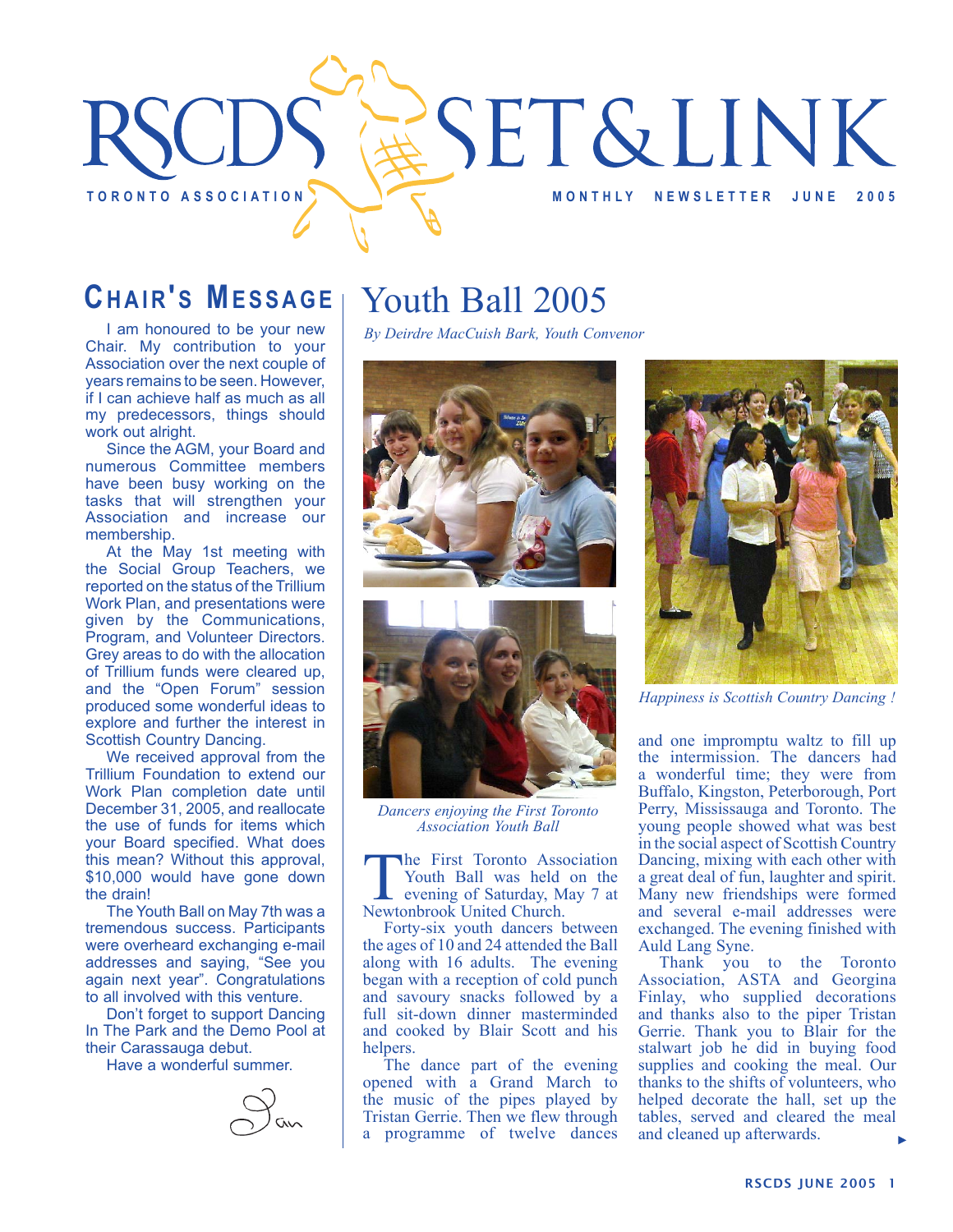# RSCDS SET&LINK

TORONTO ASSOCIATION

MONTHLY NEWSLETTER JUNE 2005

## CHAIR'S MESSAGE

I am honoured to be your new Chair. My contribution to your Association over the next couple of years remains to be seen. However, if I can achieve half as much as all my predecessors, things should work out alright.

Since the AGM, your Board and numerous Committee members have been busy working on the tasks that will strengthen your Association and increase our membership.

At the May 1st meeting with the Social Group Teachers, we reported on the status of the Trillium Work Plan, and presentations were given by the Communications, Program, and Volunteer Directors. Grey areas to do with the allocation of Trillium funds were cleared up, and the "Open Forum" session produced some wonderful ideas to explore and further the interest in Scottish Country Dancing.

We received approval from the Trillium Foundation to extend our Work Plan completion date until December 31, 2005, and reallocate the use of funds for items which your Board specified. What does this mean? Without this approval, $10,000 would have gone down the drain!

The Youth Ball on May 7th was a tremendous success. Participants were overheard exchanging e-mail addresses and saying, "See you again next year". Congratulations to all involved with this venture.

Don't forget to support Dancing In The Park and the Demo Pool at their Carassauga debut.

Have a wonderful summer.

Jan

# Youth Ball 2005

*By Deirdre MacCuish Bark, Youth Convenor*

*Dancers enjoying the First Toronto Association Youth Ball*

*Happiness is Scottish Country Dancing !*

The First Toronto Association Youth Ball was held on the evening of Saturday, May 7 at Newtonbrook United Church.

Forty-six youth dancers between the ages of 10 and 24 attended the Ball along with 16 adults. The evening began with a reception of cold punch and savoury snacks followed by a full sit-down dinner masterminded and cooked by Blair Scott and his helpers.

The dance part of the evening opened with a Grand March to the music of the pipes played by Tristan Gerrie. Then we flew through a programme of twelve dances and one impromptu waltz to fill up the intermission. The dancers had a wonderful time; they were from Buffalo, Kingston, Peterborough, Port Perry, Mississauga and Toronto. The young people showed what was best in the social aspect of Scottish Country Dancing, mixing with each other with a great deal of fun, laughter and spirit. Many new friendships were formed and several e-mail addresses were exchanged. The evening finished with Auld Lang Syne.

Thank you to the Toronto Association, ASTA and Georgina Finlay, who supplied decorations and thanks also to the piper Tristan Gerrie. Thank you to Blair for the stalwart job he did in buying food supplies and cooking the meal. Our thanks to the shifts of volunteers, who helped decorate the hall, set up the tables, served and cleared the meal and cleaned up afterwards.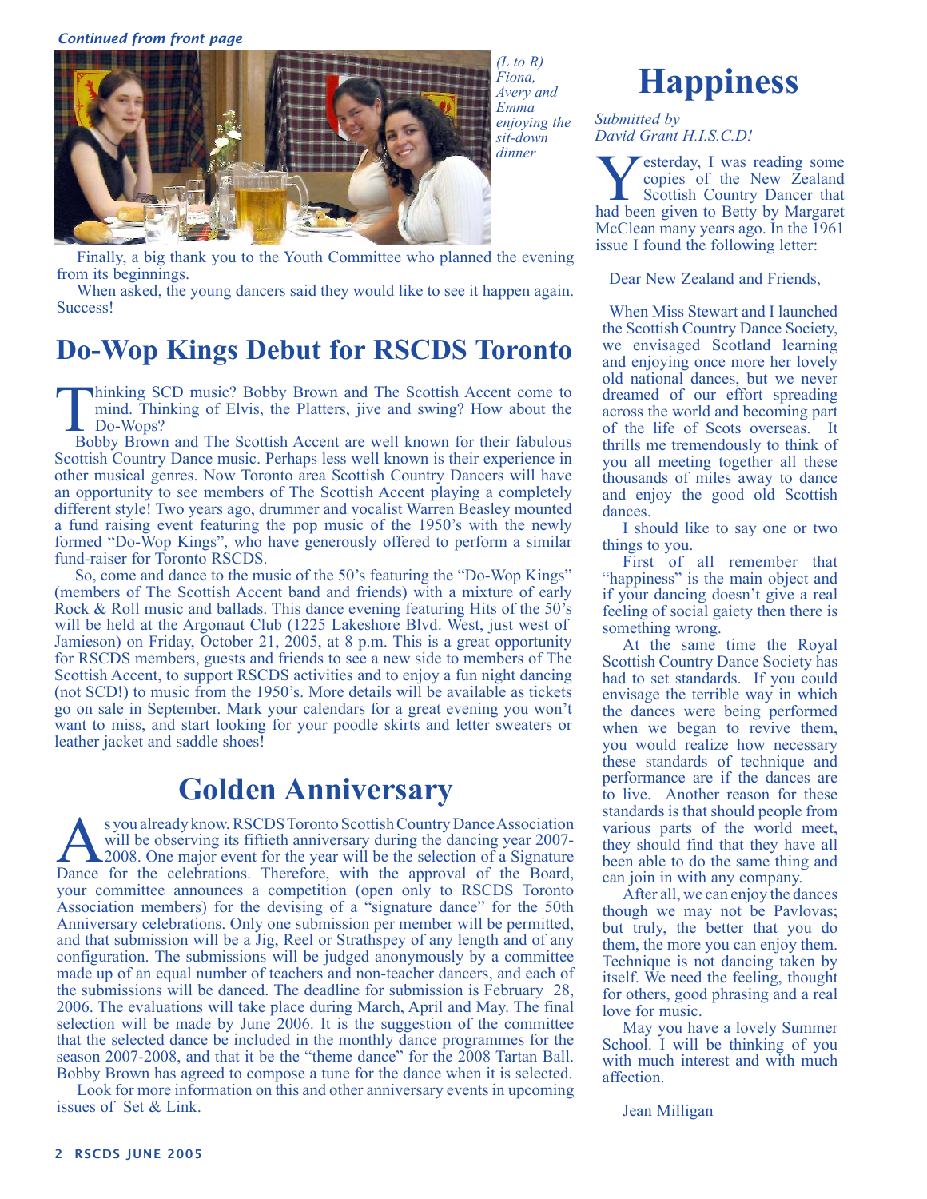*Continued from front page*

*(L to R) Fiona, Avery and Emma enjoying the sit-down dinner*

Finally, a big thank you to the Youth Committee who planned the evening from its beginnings.

When asked, the young dancers said they would like to see it happen again. Success!

## Do-Wop Kings Debut for RSCDS Toronto

Thinking SCD music? Bobby Brown and The Scottish Accent come to mind. Thinking of Elvis, the Platters, jive and swing? How about the Do-Wops?

Bobby Brown and The Scottish Accent are well known for their fabulous Scottish Country Dance music. Perhaps less well known is their experience in other musical genres. Now Toronto area Scottish Country Dancers will have an opportunity to see members of The Scottish Accent playing a completely different style! Two years ago, drummer and vocalist Warren Beasley mounted a fund raising event featuring the pop music of the 1950's with the newly formed "Do-Wop Kings", who have generously offered to perform a similar fund-raiser for Toronto RSCDS.

So, come and dance to the music of the 50's featuring the "Do-Wop Kings" (members of The Scottish Accent band and friends) with a mixture of early Rock & Roll music and ballads. This dance evening featuring Hits of the 50's will be held at the Argonaut Club (1225 Lakeshore Blvd. West, just west of Jamieson) on Friday, October 21, 2005, at 8 p.m. This is a great opportunity for RSCDS members, guests and friends to see a new side to members of The Scottish Accent, to support RSCDS activities and to enjoy a fun night dancing (not SCD!) to music from the 1950's. More details will be available as tickets go on sale in September. Mark your calendars for a great evening you won't want to miss, and start looking for your poodle skirts and letter sweaters or leather jacket and saddle shoes!

## Golden Anniversary

As you already know, RSCDS Toronto Scottish Country Dance Association will be observing its fiftieth anniversary during the dancing year 2007-2008. One major event for the year will be the selection of a Signature Dance for the celebrations. Therefore, with the approval of the Board, your committee announces a competition (open only to RSCDS Toronto Association members) for the devising of a "signature dance" for the 50th Anniversary celebrations. Only one submission per member will be permitted, and that submission will be a Jig, Reel or Strathspey of any length and of any configuration. The submissions will be judged anonymously by a committee made up of an equal number of teachers and non-teacher dancers, and each of the submissions will be danced. The deadline for submission is February 28, 2006. The evaluations will take place during March, April and May. The final selection will be made by June 2006. It is the suggestion of the committee that the selected dance be included in the monthly dance programmes for the season 2007-2008, and that it be the "theme dance" for the 2008 Tartan Ball. Bobby Brown has agreed to compose a tune for the dance when it is selected.

Look for more information on this and other anniversary events in upcoming issues of Set & Link.

## Happiness

*Submitted by David Grant H.I.S.C.D!*

Yesterday, I was reading some copies of the New Zealand Scottish Country Dancer that had been given to Betty by Margaret McClean many years ago. In the 1961 issue I found the following letter:

Dear New Zealand and Friends,

When Miss Stewart and I launched the Scottish Country Dance Society, we envisaged Scotland learning and enjoying once more her lovely old national dances, but we never dreamed of our effort spreading across the world and becoming part of the life of Scots overseas. It thrills me tremendously to think of you all meeting together all these thousands of miles away to dance and enjoy the good old Scottish dances.

I should like to say one or two things to you.

First of all remember that "happiness" is the main object and if your dancing doesn't give a real feeling of social gaiety then there is something wrong.

At the same time the Royal Scottish Country Dance Society has had to set standards. If you could envisage the terrible way in which the dances were being performed when we began to revive them, you would realize how necessary these standards of technique and performance are if the dances are to live. Another reason for these standards is that should people from various parts of the world meet, they should find that they have all been able to do the same thing and can join in with any company.

After all, we can enjoy the dances though we may not be Pavlovas; but truly, the better that you do them, the more you can enjoy them. Technique is not dancing taken by itself. We need the feeling, thought for others, good phrasing and a real love for music.

May you have a lovely Summer School. I will be thinking of you with much interest and with much affection.

Jean Milligan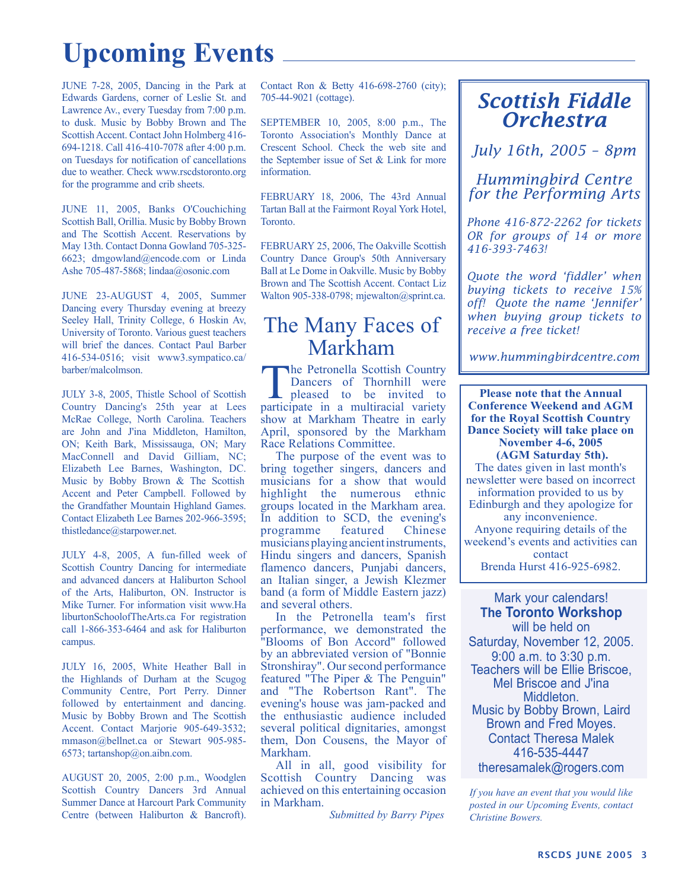# Upcoming Events

JUNE 7-28, 2005, Dancing in the Park at Edwards Gardens, corner of Leslie St. and Lawrence Av., every Tuesday from 7:00 p.m. to dusk. Music by Bobby Brown and The Scottish Accent. Contact John Holmberg 416-694-1218. Call 416-410-7078 after 4:00 p.m. on Tuesdays for notification of cancellations due to weather. Check www.rscdstoronto.org for the programme and crib sheets.

JUNE 11, 2005, Banks O'Couchiching Scottish Ball, Orillia. Music by Bobby Brown and The Scottish Accent. Reservations by May 13th. Contact Donna Gowland 705-325-6623; dmgowland@encode.com or Linda Ashe 705-487-5868; lindaa@osonic.com

JUNE 23-AUGUST 4, 2005, Summer Dancing every Thursday evening at breezy Seeley Hall, Trinity College, 6 Hoskin Av, University of Toronto. Various guest teachers will brief the dances. Contact Paul Barber 416-534-0516; visit www3.sympatico.ca/barber/malcolmson.

JULY 3-8, 2005, Thistle School of Scottish Country Dancing's 25th year at Lees McRae College, North Carolina. Teachers are John and J'ina Middleton, Hamilton, ON; Keith Bark, Mississauga, ON; Mary MacConnell and David Gilliam, NC; Elizabeth Lee Barnes, Washington, DC. Music by Bobby Brown & The Scottish Accent and Peter Campbell. Followed by the Grandfather Mountain Highland Games. Contact Elizabeth Lee Barnes 202-966-3595; thistledance@starpower.net.

JULY 4-8, 2005, A fun-filled week of Scottish Country Dancing for intermediate and advanced dancers at Haliburton School of the Arts, Haliburton, ON. Instructor is Mike Turner. For information visit www.HaliburtonSchoolofTheArts.ca For registration call 1-866-353-6464 and ask for Haliburton campus.

JULY 16, 2005, White Heather Ball in the Highlands of Durham at the Scugog Community Centre, Port Perry. Dinner followed by entertainment and dancing. Music by Bobby Brown and The Scottish Accent. Contact Marjorie 905-649-3532; mmason@bellnet.ca or Stewart 905-985-6573; tartanshop@on.aibn.com.

AUGUST 20, 2005, 2:00 p.m., Woodglen Scottish Country Dancers 3rd Annual Summer Dance at Harcourt Park Community Centre (between Haliburton & Bancroft). Contact Ron & Betty 416-698-2760 (city); 705-44-9021 (cottage).

SEPTEMBER 10, 2005, 8:00 p.m., The Toronto Association's Monthly Dance at Crescent School. Check the web site and the September issue of Set & Link for more information.

FEBRUARY 18, 2006, The 43rd Annual Tartan Ball at the Fairmont Royal York Hotel, Toronto.

FEBRUARY 25, 2006, The Oakville Scottish Country Dance Group's 50th Anniversary Ball at Le Dome in Oakville. Music by Bobby Brown and The Scottish Accent. Contact Liz Walton 905-338-0798; mjewalton@sprint.ca.

## The Many Faces of Markham

The Petronella Scottish Country Dancers of Thornhill were pleased to be invited to participate in a multiracial variety show at Markham Theatre in early April, sponsored by the Markham Race Relations Committee.

The purpose of the event was to bring together singers, dancers and musicians for a show that would highlight the numerous ethnic groups located in the Markham area. In addition to SCD, the evening's programme featured Chinese musicians playing ancient instruments, Hindu singers and dancers, Spanish flamenco dancers, Punjabi dancers, an Italian singer, a Jewish Klezmer band (a form of Middle Eastern jazz) and several others.

In the Petronella team's first performance, we demonstrated the "Blooms of Bon Accord" followed by an abbreviated version of "Bonnie Stronshiray". Our second performance featured "The Piper & The Penguin" and "The Robertson Rant". The evening's house was jam-packed and the enthusiastic audience included several political dignitaries, amongst them, Don Cousens, the Mayor of Markham.

All in all, good visibility for Scottish Country Dancing was achieved on this entertaining occasion in Markham.

*Submitted by Barry Pipes*

## *Scottish Fiddle Orchestra*

*July 16th, 2005 – 8pm*

*Hummingbird Centre for the Performing Arts*

*Phone 416-872-2262 for tickets OR for groups of 14 or more 416-393-7463!*

*Quote the word 'fiddler' when buying tickets to receive 15% off! Quote the name 'Jennifer' when buying group tickets to receive a free ticket!*

*www.hummingbirdcentre.com*

**Please note that the Annual Conference Weekend and AGM for the Royal Scottish Country Dance Society will take place on November 4-6, 2005 (AGM Saturday 5th).**
The dates given in last month's newsletter were based on incorrect information provided to us by Edinburgh and they apologize for any inconvenience.
Anyone requiring details of the weekend's events and activities can contact
Brenda Hurst 416-925-6982.

Mark your calendars!
**The Toronto Workshop**
will be held on
Saturday, November 12, 2005.
9:00 a.m. to 3:30 p.m.
Teachers will be Ellie Briscoe, Mel Briscoe and J'ina Middleton.
Music by Bobby Brown, Laird Brown and Fred Moyes.
Contact Theresa Malek
416-535-4447
theresamalek@rogers.com

*If you have an event that you would like posted in our Upcoming Events, contact Christine Bowers.*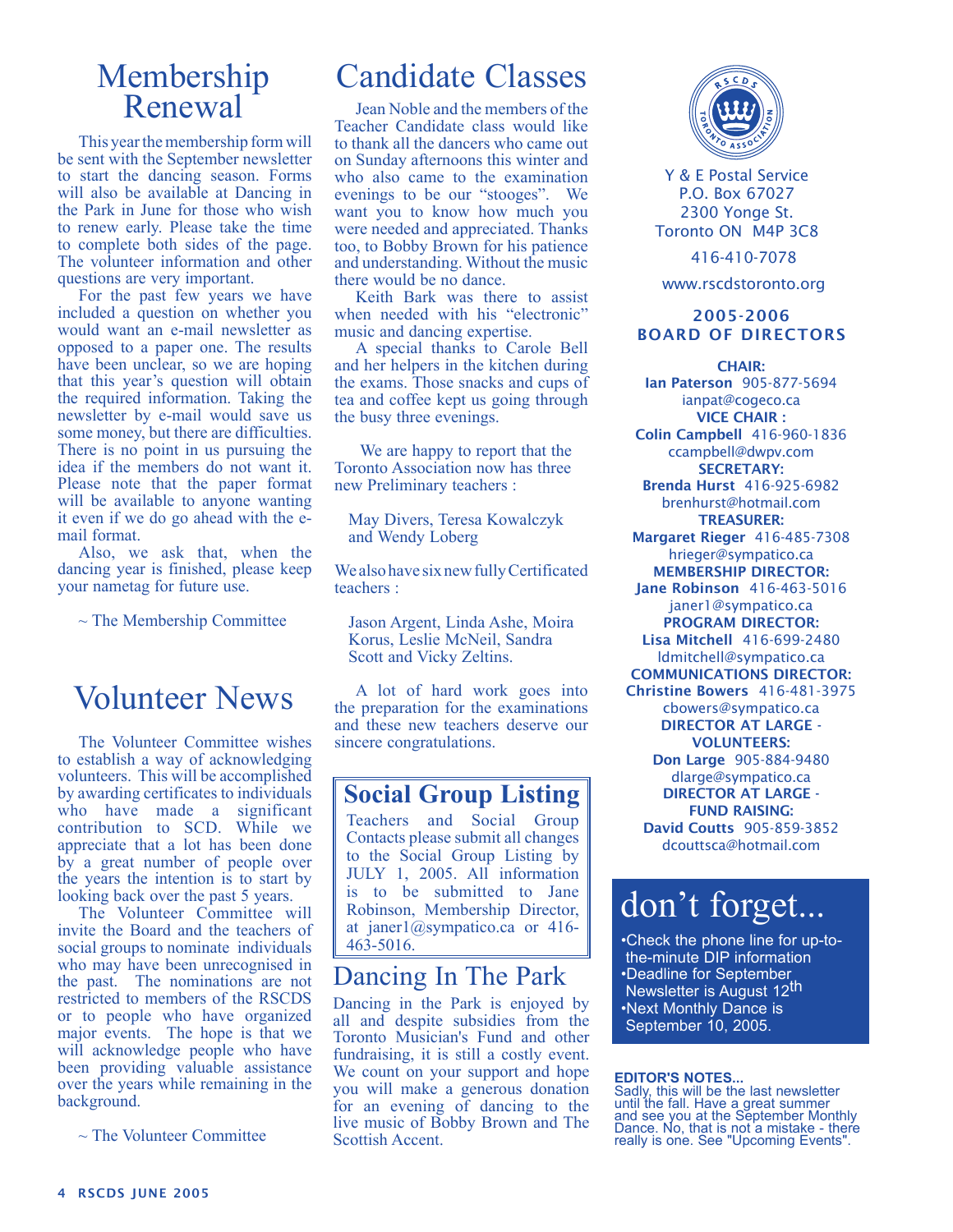## Membership Renewal

This year the membership form will be sent with the September newsletter to start the dancing season. Forms will also be available at Dancing in the Park in June for those who wish to renew early. Please take the time to complete both sides of the page. The volunteer information and other questions are very important.

For the past few years we have included a question on whether you would want an e-mail newsletter as opposed to a paper one. The results have been unclear, so we are hoping that this year's question will obtain the required information. Taking the newsletter by e-mail would save us some money, but there are difficulties. There is no point in us pursuing the idea if the members do not want it. Please note that the paper format will be available to anyone wanting it even if we do go ahead with the e-mail format.

Also, we ask that, when the dancing year is finished, please keep your nametag for future use.

~ The Membership Committee

## Volunteer News

The Volunteer Committee wishes to establish a way of acknowledging volunteers. This will be accomplished by awarding certificates to individuals who have made a significant contribution to SCD. While we appreciate that a lot has been done by a great number of people over the years the intention is to start by looking back over the past 5 years.

The Volunteer Committee will invite the Board and the teachers of social groups to nominate individuals who may have been unrecognised in the past. The nominations are not restricted to members of the RSCDS or to people who have organized major events. The hope is that we will acknowledge people who have been providing valuable assistance over the years while remaining in the background.

~ The Volunteer Committee

## Candidate Classes

Jean Noble and the members of the Teacher Candidate class would like to thank all the dancers who came out on Sunday afternoons this winter and who also came to the examination evenings to be our "stooges". We want you to know how much you were needed and appreciated. Thanks too, to Bobby Brown for his patience and understanding. Without the music there would be no dance.

Keith Bark was there to assist when needed with his "electronic" music and dancing expertise.

A special thanks to Carole Bell and her helpers in the kitchen during the exams. Those snacks and cups of tea and coffee kept us going through the busy three evenings.

We are happy to report that the Toronto Association now has three new Preliminary teachers :

May Divers, Teresa Kowalczyk and Wendy Loberg

We also have six new fully Certificated teachers :

Jason Argent, Linda Ashe, Moira Korus, Leslie McNeil, Sandra Scott and Vicky Zeltins.

A lot of hard work goes into the preparation for the examinations and these new teachers deserve our sincere congratulations.

## Social Group Listing

Teachers and Social Group Contacts please submit all changes to the Social Group Listing by JULY 1, 2005. All information is to be submitted to Jane Robinson, Membership Director, at janer1@sympatico.ca or 416-463-5016.

## Dancing In The Park

Dancing in the Park is enjoyed by all and despite subsidies from the Toronto Musician's Fund and other fundraising, it is still a costly event. We count on your support and hope you will make a generous donation for an evening of dancing to the live music of Bobby Brown and The Scottish Accent.

RSCDS TORONTO ASSOCIATION

Y & E Postal Service
P.O. Box 67027
2300 Yonge St.
Toronto ON M4P 3C8

416-410-7078

www.rscdstoronto.org

### 2005-2006 BOARD OF DIRECTORS

**CHAIR:**
**Ian Paterson** 905-877-5694
ianpat@cogeco.ca

**VICE CHAIR :**
**Colin Campbell** 416-960-1836
ccampbell@dwpv.com

**SECRETARY:**
**Brenda Hurst** 416-925-6982
brenhurst@hotmail.com

**TREASURER:**
**Margaret Rieger** 416-485-7308
hrieger@sympatico.ca

**MEMBERSHIP DIRECTOR:**
**Jane Robinson** 416-463-5016
janer1@sympatico.ca

**PROGRAM DIRECTOR:**
**Lisa Mitchell** 416-699-2480
ldmitchell@sympatico.ca

**COMMUNICATIONS DIRECTOR:**
**Christine Bowers** 416-481-3975
cbowers@sympatico.ca

**DIRECTOR AT LARGE - VOLUNTEERS:**
**Don Large** 905-884-9480
dlarge@sympatico.ca

**DIRECTOR AT LARGE - FUND RAISING:**
**David Coutts** 905-859-3852
dcouttsca@hotmail.com

## don't forget...

- Check the phone line for up-to-the-minute DIP information
- Deadline for September Newsletter is August 12th
- Next Monthly Dance is September 10, 2005.

**EDITOR'S NOTES...**
Sadly, this will be the last newsletter until the fall. Have a great summer and see you at the September Monthly Dance. No, that is not a mistake - there really is one. See "Upcoming Events".